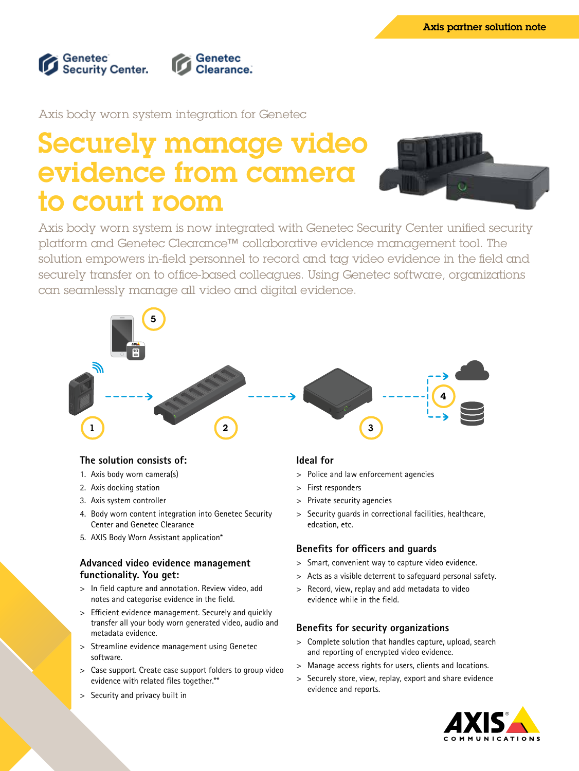Axis partner solution note

Genetec Security Center. Genetec Clearance.

Axis body worn system integration for Genetec

# Securely manage video evidence from camera to court room

Axis body worn system is now integrated with Genetec Security Center unified security platform and Genetec Clearance™ collaborative evidence management tool. The solution empowers in-field personnel to record and tag video evidence in the field and securely transfer on to office-based colleagues. Using Genetec software, organizations can seamlessly manage all video and digital evidence.

1
2
3
4
5

### The solution consists of:

1. Axis body worn camera(s)
2. Axis docking station
3. Axis system controller
4. Body worn content integration into Genetec Security Center and Genetec Clearance
5. AXIS Body Worn Assistant application*

### Advanced video evidence management functionality. You get:

> In field capture and annotation. Review video, add notes and categorise evidence in the field.

> Efficient evidence management. Securely and quickly transfer all your body worn generated video, audio and metadata evidence.

> Streamline evidence management using Genetec software.

> Case support. Create case support folders to group video evidence with related files together.**

> Security and privacy built in

### Ideal for

> Police and law enforcement agencies

> First responders

> Private security agencies

> Security guards in correctional facilities, healthcare, edcation, etc.

### Benefits for officers and guards

> Smart, convenient way to capture video evidence.

> Acts as a visible deterrent to safeguard personal safety.

> Record, view, replay and add metadata to video evidence while in the field.

### Benefits for security organizations

> Complete solution that handles capture, upload, search and reporting of encrypted video evidence.

> Manage access rights for users, clients and locations.

> Securely store, view, replay, export and share evidence evidence and reports.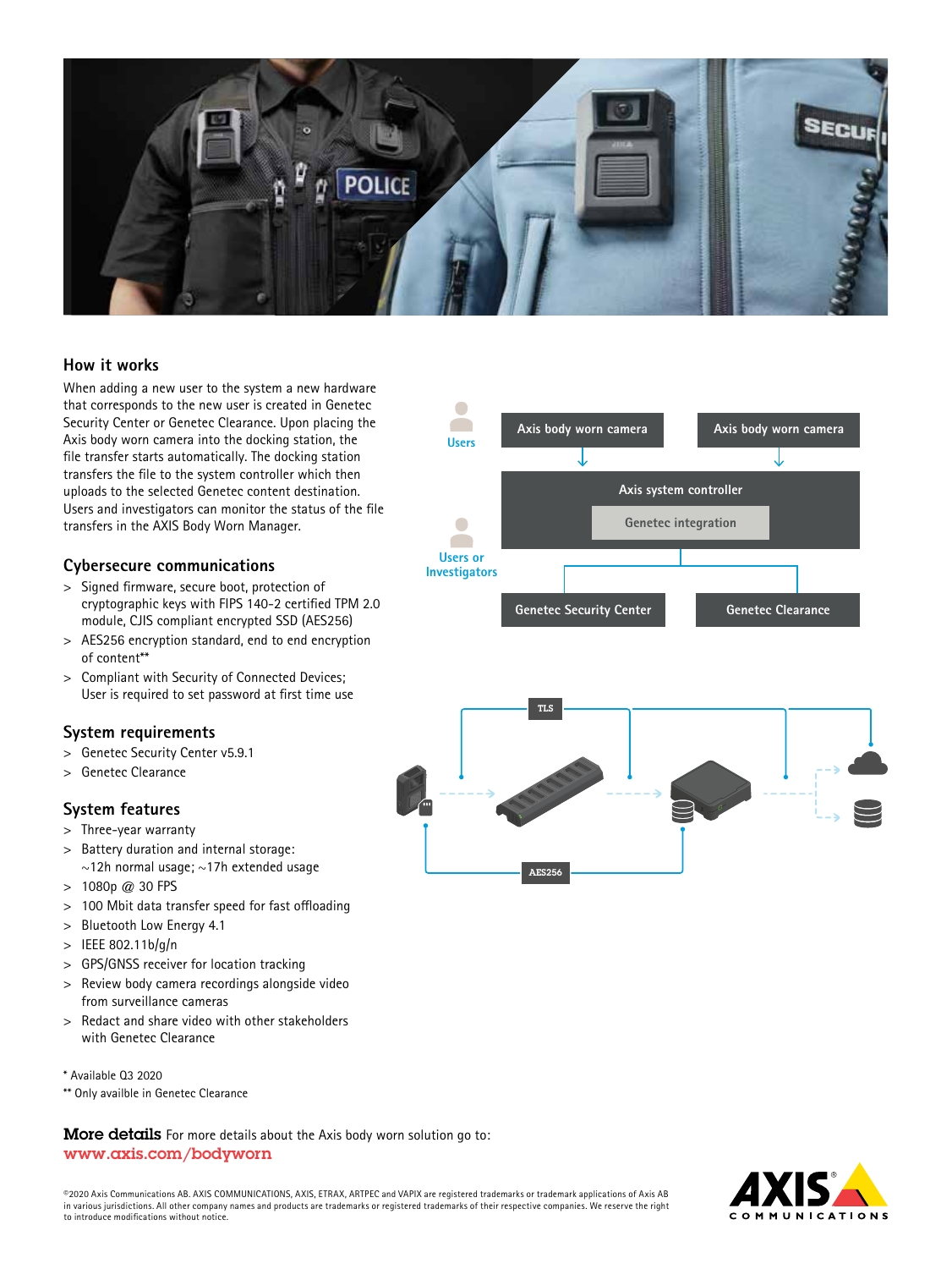## How it works

When adding a new user to the system a new hardware that corresponds to the new user is created in Genetec Security Center or Genetec Clearance. Upon placing the Axis body worn camera into the docking station, the file transfer starts automatically. The docking station transfers the file to the system controller which then uploads to the selected Genetec content destination. Users and investigators can monitor the status of the file transfers in the AXIS Body Worn Manager.

Users

Axis body worn camera

Axis body worn camera

Axis system controller

Genetec integration

Users or Investigators

Genetec Security Center

Genetec Clearance

TLS

AES256

## Cybersecure communications

- Signed firmware, secure boot, protection of cryptographic keys with FIPS 140-2 certified TPM 2.0 module, CJIS compliant encrypted SSD (AES256)
- AES256 encryption standard, end to end encryption of content**
- Compliant with Security of Connected Devices; User is required to set password at first time use

## System requirements

- Genetec Security Center v5.9.1
- Genetec Clearance

## System features

- Three-year warranty
- Battery duration and internal storage: ~12h normal usage; ~17h extended usage
- 1080p @ 30 FPS
- 100 Mbit data transfer speed for fast offloading
- Bluetooth Low Energy 4.1
- IEEE 802.11b/g/n
- GPS/GNSS receiver for location tracking
- Review body camera recordings alongside video from surveillance cameras
- Redact and share video with other stakeholders with Genetec Clearance

* Available Q3 2020

** Only availble in Genetec Clearance

**More details** For more details about the Axis body worn solution go to:
www.axis.com/bodyworn

©2020 Axis Communications AB. AXIS COMMUNICATIONS, AXIS, ETRAX, ARTPEC and VAPIX are registered trademarks or trademark applications of Axis AB in various jurisdictions. All other company names and products are trademarks or registered trademarks of their respective companies. We reserve the right to introduce modifications without notice.